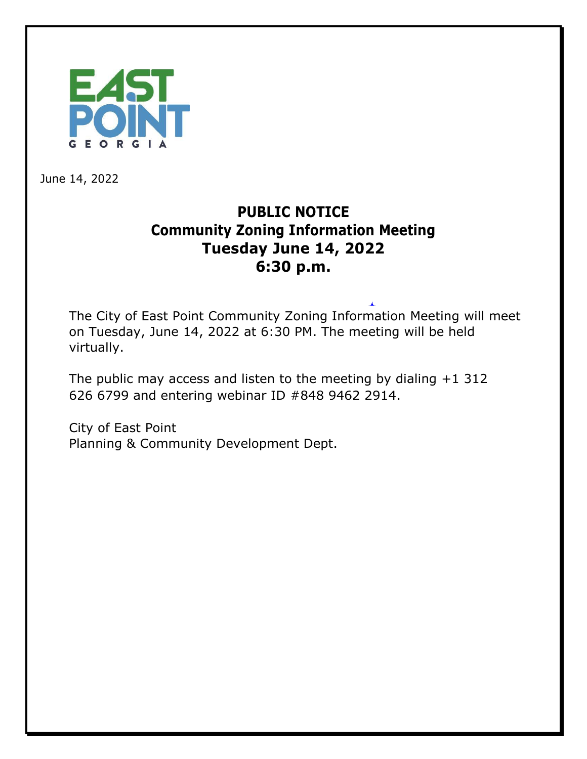June 14, 2022

# PUBLIC NOTICE
## Community Zoning Information Meeting
## Tuesday June 14, 2022
## 6:30 p.m.

The City of East Point Community Zoning Information Meeting will meet on Tuesday, June 14, 2022 at 6:30 PM. The meeting will be held virtually.

The public may access and listen to the meeting by dialing +1 312 626 6799 and entering webinar ID #848 9462 2914.

City of East Point
Planning & Community Development Dept.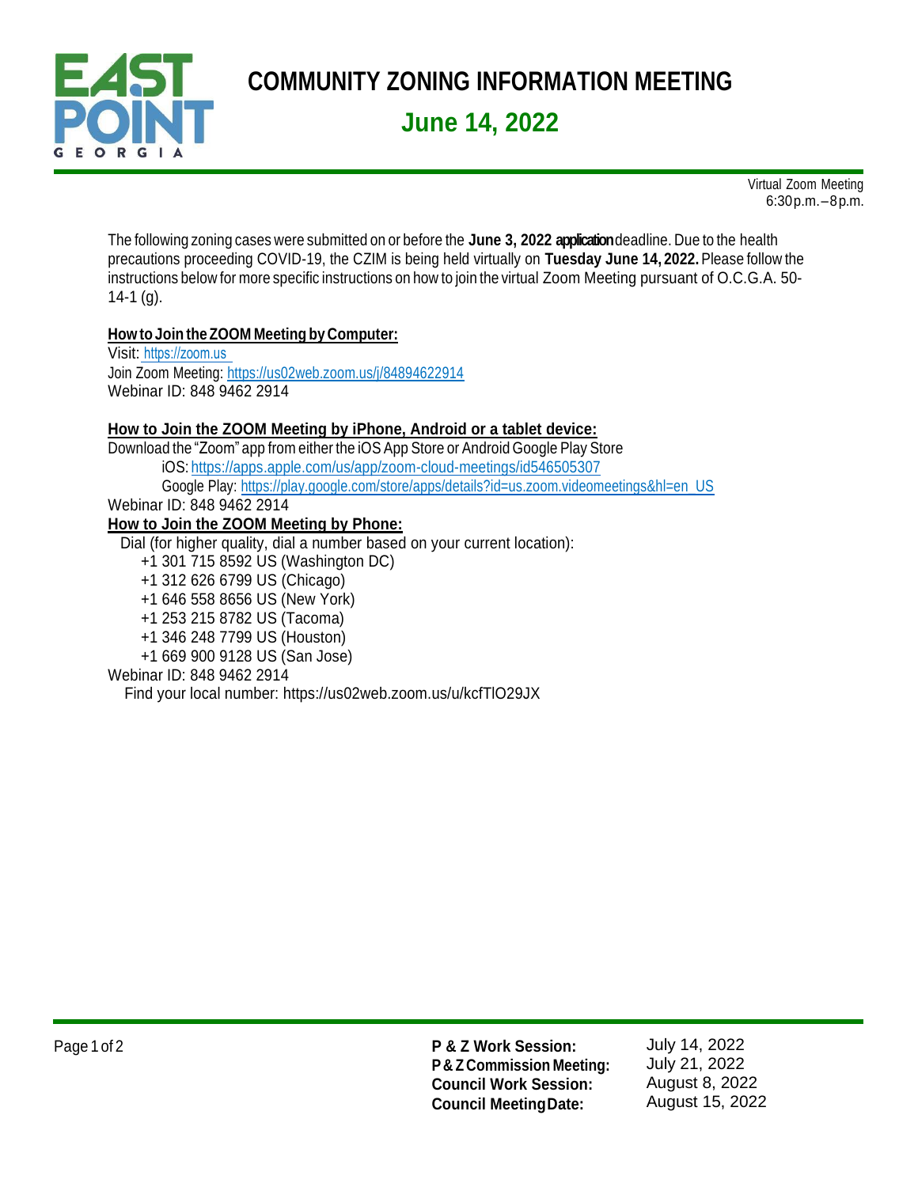# COMMUNITY ZONING INFORMATION MEETING

## June 14, 2022

Virtual Zoom Meeting
6:30 p.m. – 8 p.m.

The following zoning cases were submitted on or before the **June 3, 2022 application** deadline. Due to the health precautions proceeding COVID-19, the CZIM is being held virtually on **Tuesday June 14, 2022.** Please follow the instructions below for more specific instructions on how to join the virtual Zoom Meeting pursuant of O.C.G.A. 50-14-1 (g).

**How to Join the ZOOM Meeting by Computer:**

Visit: https://zoom.us
Join Zoom Meeting: https://us02web.zoom.us/j/84894622914
Webinar ID: 848 9462 2914

**How to Join the ZOOM Meeting by iPhone, Android or a tablet device:**

Download the "Zoom" app from either the iOS App Store or Android Google Play Store
iOS: https://apps.apple.com/us/app/zoom-cloud-meetings/id546505307
Google Play: https://play.google.com/store/apps/details?id=us.zoom.videomeetings&hl=en_US
Webinar ID: 848 9462 2914

**How to Join the ZOOM Meeting by Phone:**

Dial (for higher quality, dial a number based on your current location):
+1 301 715 8592 US (Washington DC)
+1 312 626 6799 US (Chicago)
+1 646 558 8656 US (New York)
+1 253 215 8782 US (Tacoma)
+1 346 248 7799 US (Houston)
+1 669 900 9128 US (San Jose)
Webinar ID: 848 9462 2914
Find your local number: https://us02web.zoom.us/u/kcfTlO29JX

| | |
|---|---|
| **P & Z Work Session:** | July 14, 2022 |
| **P & Z Commission Meeting:** | July 21, 2022 |
| **Council Work Session:** | August 8, 2022 |
| **Council Meeting Date:** | August 15, 2022 |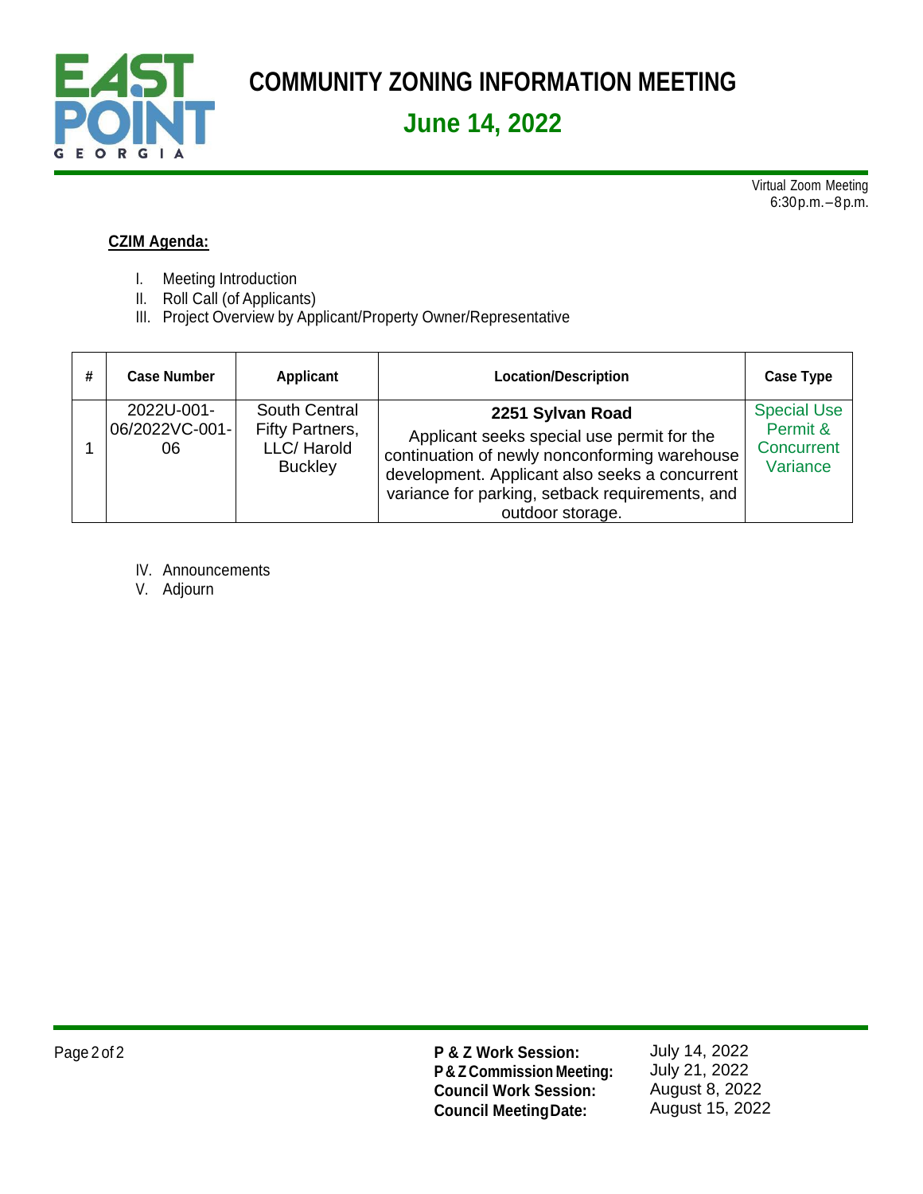# COMMUNITY ZONING INFORMATION MEETING

## June 14, 2022

Virtual Zoom Meeting
6:30 p.m. – 8 p.m.

**CZIM Agenda:**

I. Meeting Introduction
II. Roll Call (of Applicants)
III. Project Overview by Applicant/Property Owner/Representative

| # | Case Number | Applicant | Location/Description | Case Type |
|---|---|---|---|---|
| 1 | 2022U-001-06/2022VC-001-06 | South Central Fifty Partners, LLC/ Harold Buckley | **2251 Sylvan Road** Applicant seeks special use permit for the continuation of newly nonconforming warehouse development. Applicant also seeks a concurrent variance for parking, setback requirements, and outdoor storage. | Special Use Permit & Concurrent Variance |

IV. Announcements
V. Adjourn

**P & Z Work Session:** July 14, 2022
**P & Z Commission Meeting:** July 21, 2022
**Council Work Session:** August 8, 2022
**Council Meeting Date:** August 15, 2022